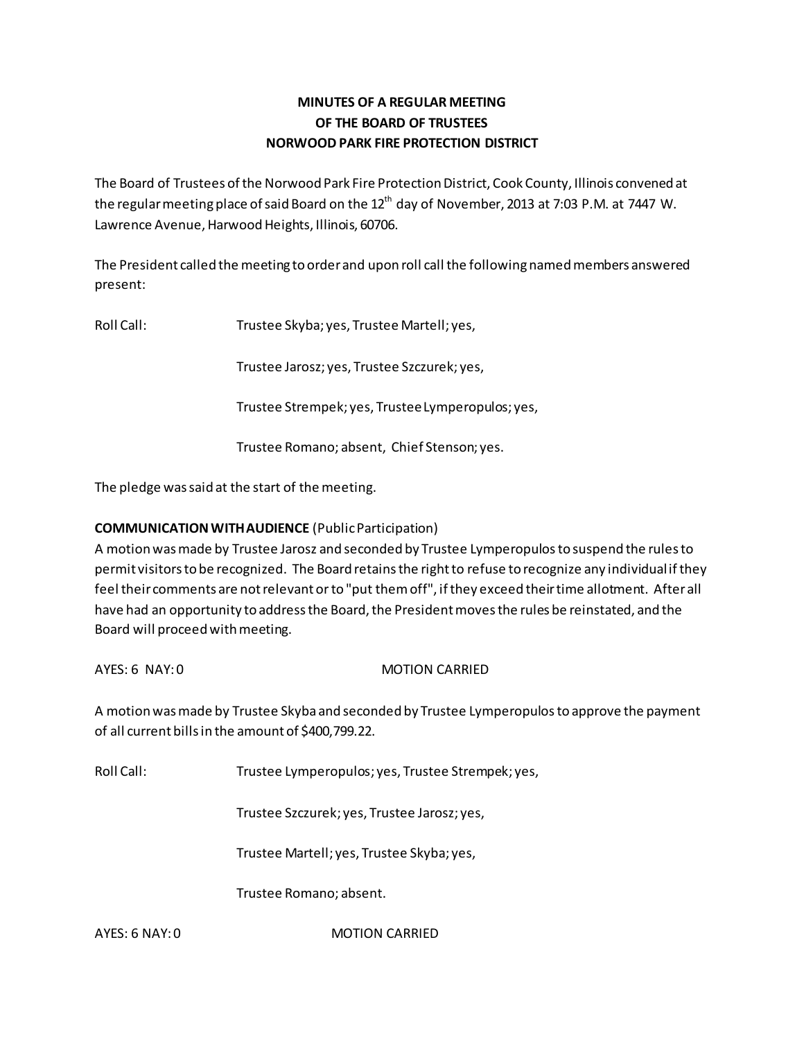# MINUTES OF A REGULAR MEETING
# OF THE BOARD OF TRUSTEES
# NORWOOD PARK FIRE PROTECTION DISTRICT

The Board of Trustees of the Norwood Park Fire Protection District, Cook County, Illinois convened at the regular meeting place of said Board on the 12th day of November, 2013 at 7:03 P.M. at 7447 W. Lawrence Avenue, Harwood Heights, Illinois, 60706.

The President called the meeting to order and upon roll call the following named members answered present:

Roll Call: Trustee Skyba; yes, Trustee Martell; yes,

Trustee Jarosz; yes, Trustee Szczurek; yes,

Trustee Strempek; yes, Trustee Lymperopulos; yes,

Trustee Romano; absent, Chief Stenson; yes.

The pledge was said at the start of the meeting.

**COMMUNICATION WITH AUDIENCE** (Public Participation)
A motion was made by Trustee Jarosz and seconded by Trustee Lymperopulos to suspend the rules to permit visitors to be recognized. The Board retains the right to refuse to recognize any individual if they feel their comments are not relevant or to "put them off", if they exceed their time allotment. After all have had an opportunity to address the Board, the President moves the rules be reinstated, and the Board will proceed with meeting.

AYES: 6 NAY: 0 MOTION CARRIED

A motion was made by Trustee Skyba and seconded by Trustee Lymperopulos to approve the payment of all current bills in the amount of $400,799.22.

Roll Call: Trustee Lymperopulos; yes, Trustee Strempek; yes,

Trustee Szczurek; yes, Trustee Jarosz; yes,

Trustee Martell; yes, Trustee Skyba; yes,

Trustee Romano; absent.

AYES: 6 NAY: 0 MOTION CARRIED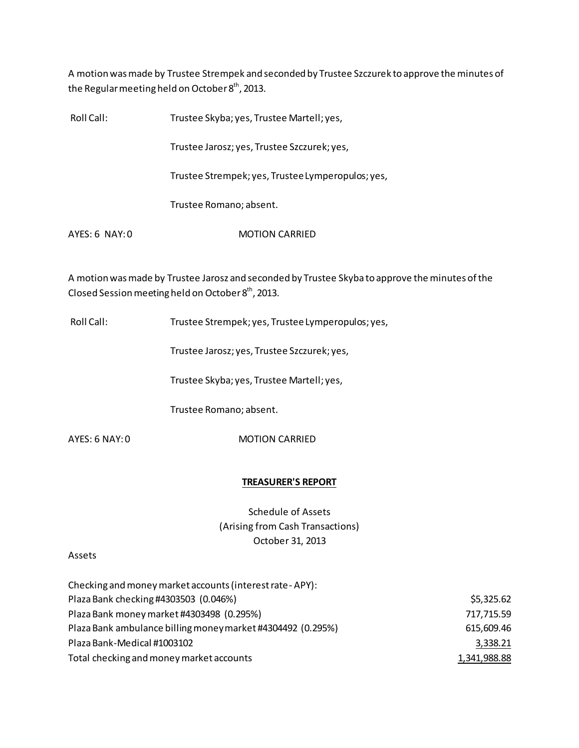A motion was made by Trustee Strempek and seconded by Trustee Szczurek to approve the minutes of the Regular meeting held on October 8th, 2013.

Roll Call: Trustee Skyba; yes, Trustee Martell; yes,

Trustee Jarosz; yes, Trustee Szczurek; yes,

Trustee Strempek; yes, Trustee Lymperopulos; yes,

Trustee Romano; absent.

AYES: 6 NAY: 0 MOTION CARRIED

A motion was made by Trustee Jarosz and seconded by Trustee Skyba to approve the minutes of the Closed Session meeting held on October 8th, 2013.

Roll Call: Trustee Strempek; yes, Trustee Lymperopulos; yes,

Trustee Jarosz; yes, Trustee Szczurek; yes,

Trustee Skyba; yes, Trustee Martell; yes,

Trustee Romano; absent.

AYES: 6 NAY: 0 MOTION CARRIED

## TREASURER'S REPORT

Schedule of Assets
(Arising from Cash Transactions)
October 31, 2013

Assets

| Checking and money market accounts (interest rate - APY): | |
|---|---|
| Plaza Bank checking #4303503 (0.046%) | $5,325.62 |
| Plaza Bank money market #4303498 (0.295%) | 717,715.59 |
| Plaza Bank ambulance billing money market #4304492 (0.295%) | 615,609.46 |
| Plaza Bank-Medical #1003102 | 3,338.21 |
| Total checking and money market accounts | 1,341,988.88 |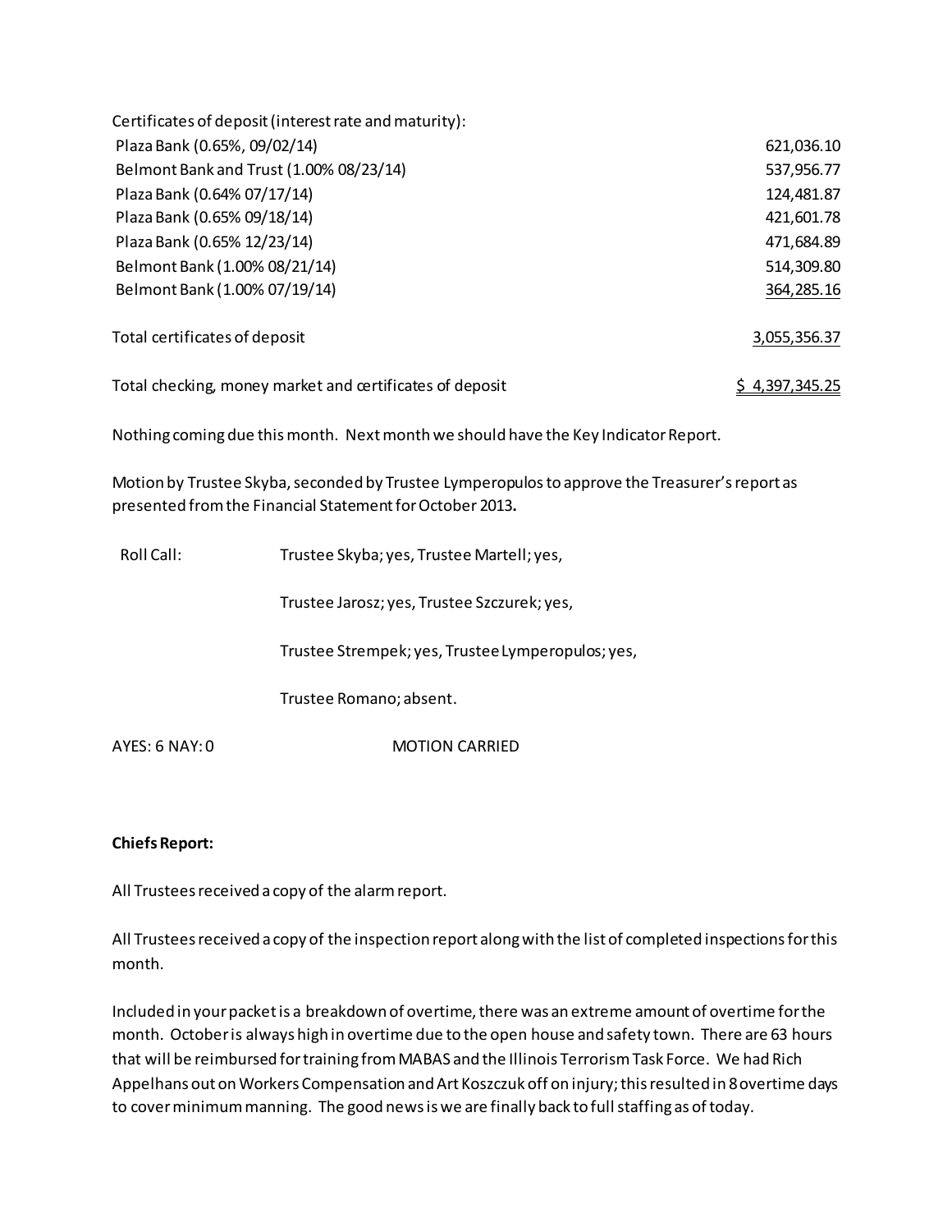| Certificates of deposit (interest rate and maturity): | |
|---|---|
| Plaza Bank (0.65%, 09/02/14) | 621,036.10 |
| Belmont Bank and Trust (1.00% 08/23/14) | 537,956.77 |
| Plaza Bank (0.64% 07/17/14) | 124,481.87 |
| Plaza Bank (0.65% 09/18/14) | 421,601.78 |
| Plaza Bank (0.65% 12/23/14) | 471,684.89 |
| Belmont Bank (1.00% 08/21/14) | 514,309.80 |
| Belmont Bank (1.00% 07/19/14) | 364,285.16 |
| Total certificates of deposit | 3,055,356.37 |
| Total checking, money market and certificates of deposit | $ 4,397,345.25 |

Nothing coming due this month. Next month we should have the Key Indicator Report.

Motion by Trustee Skyba, seconded by Trustee Lymperopulos to approve the Treasurer's report as presented from the Financial Statement for October 2013**.**

Roll Call: Trustee Skyba; yes, Trustee Martell; yes,

Trustee Jarosz; yes, Trustee Szczurek; yes,

Trustee Strempek; yes, Trustee Lymperopulos; yes,

Trustee Romano; absent.

AYES: 6 NAY: 0 MOTION CARRIED

**Chiefs Report:**

All Trustees received a copy of the alarm report.

All Trustees received a copy of the inspection report along with the list of completed inspections for this month.

Included in your packet is a breakdown of overtime, there was an extreme amount of overtime for the month. October is always high in overtime due to the open house and safety town. There are 63 hours that will be reimbursed for training from MABAS and the Illinois Terrorism Task Force. We had Rich Appelhans out on Workers Compensation and Art Koszczuk off on injury; this resulted in 8 overtime days to cover minimum manning. The good news is we are finally back to full staffing as of today.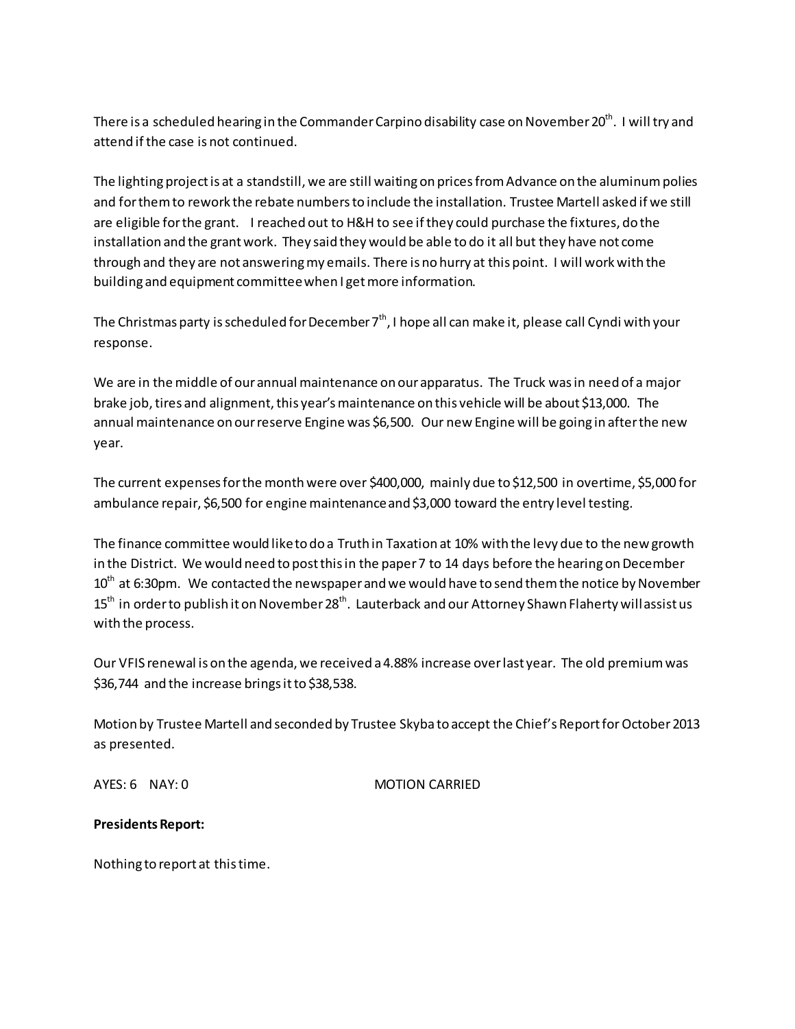There is a scheduled hearing in the Commander Carpino disability case on November 20th. I will try and attend if the case is not continued.

The lighting project is at a standstill, we are still waiting on prices from Advance on the aluminum polies and for them to rework the rebate numbers to include the installation. Trustee Martell asked if we still are eligible for the grant. I reached out to H&H to see if they could purchase the fixtures, do the installation and the grant work. They said they would be able to do it all but they have not come through and they are not answering my emails. There is no hurry at this point. I will work with the building and equipment committee when I get more information.

The Christmas party is scheduled for December 7th, I hope all can make it, please call Cyndi with your response.

We are in the middle of our annual maintenance on our apparatus. The Truck was in need of a major brake job, tires and alignment, this year's maintenance on this vehicle will be about $13,000. The annual maintenance on our reserve Engine was $6,500. Our new Engine will be going in after the new year.

The current expenses for the month were over $400,000, mainly due to $12,500 in overtime, $5,000 for ambulance repair, $6,500 for engine maintenance and $3,000 toward the entry level testing.

The finance committee would like to do a Truth in Taxation at 10% with the levy due to the new growth in the District. We would need to post this in the paper 7 to 14 days before the hearing on December 10th at 6:30pm. We contacted the newspaper and we would have to send them the notice by November 15th in order to publish it on November 28th. Lauterback and our Attorney Shawn Flaherty will assist us with the process.

Our VFIS renewal is on the agenda, we received a 4.88% increase over last year. The old premium was $36,744 and the increase brings it to $38,538.

Motion by Trustee Martell and seconded by Trustee Skyba to accept the Chief's Report for October 2013 as presented.

AYES: 6 NAY: 0 MOTION CARRIED

**Presidents Report:**

Nothing to report at this time.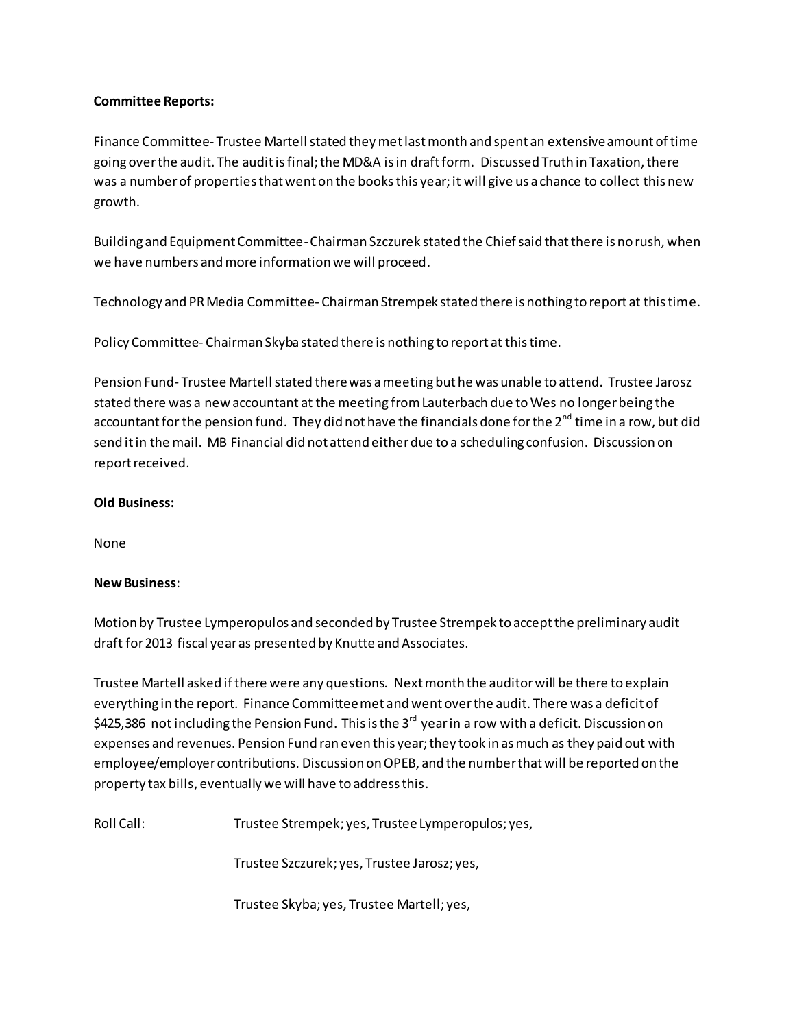**Committee Reports:**

Finance Committee- Trustee Martell stated they met last month and spent an extensive amount of time going over the audit. The audit is final; the MD&A is in draft form. Discussed Truth in Taxation, there was a number of properties that went on the books this year; it will give us a chance to collect this new growth.

Building and Equipment Committee- Chairman Szczurek stated the Chief said that there is no rush, when we have numbers and more information we will proceed.

Technology and PR Media Committee- Chairman Strempek stated there is nothing to report at this time.

Policy Committee- Chairman Skyba stated there is nothing to report at this time.

Pension Fund- Trustee Martell stated there was a meeting but he was unable to attend. Trustee Jarosz stated there was a new accountant at the meeting from Lauterbach due to Wes no longer being the accountant for the pension fund. They did not have the financials done for the 2nd time in a row, but did send it in the mail. MB Financial did not attend either due to a scheduling confusion. Discussion on report received.

**Old Business:**

None

**New Business**:

Motion by Trustee Lymperopulos and seconded by Trustee Strempek to accept the preliminary audit draft for 2013 fiscal year as presented by Knutte and Associates.

Trustee Martell asked if there were any questions. Next month the auditor will be there to explain everything in the report. Finance Committee met and went over the audit. There was a deficit of $425,386 not including the Pension Fund. This is the 3rd year in a row with a deficit. Discussion on expenses and revenues. Pension Fund ran even this year; they took in as much as they paid out with employee/employer contributions. Discussion on OPEB, and the number that will be reported on the property tax bills, eventually we will have to address this.

Roll Call: Trustee Strempek; yes, Trustee Lymperopulos; yes,

Trustee Szczurek; yes, Trustee Jarosz; yes,

Trustee Skyba; yes, Trustee Martell; yes,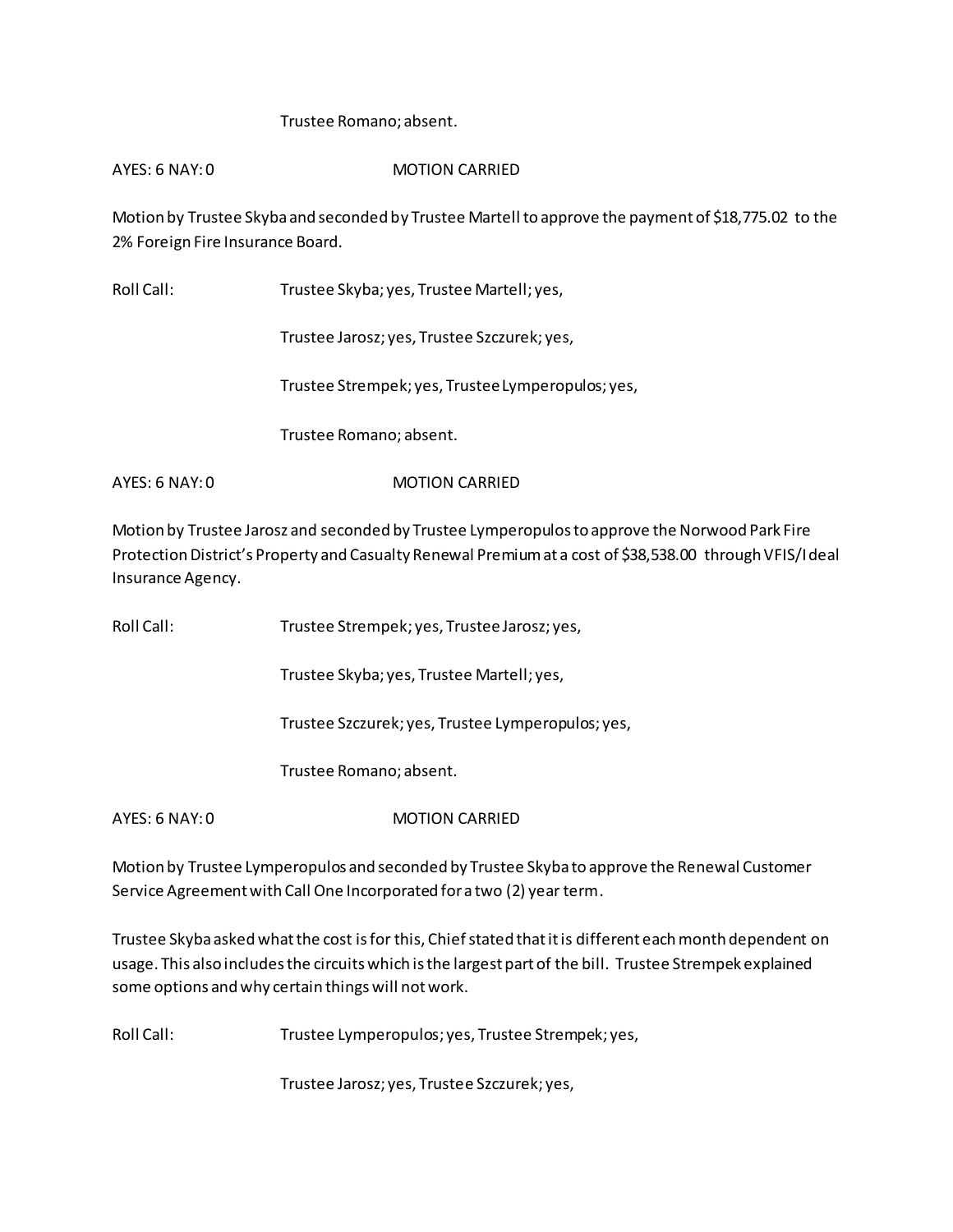Trustee Romano; absent.

AYES: 6 NAY: 0 MOTION CARRIED

Motion by Trustee Skyba and seconded by Trustee Martell to approve the payment of $18,775.02 to the 2% Foreign Fire Insurance Board.

Roll Call: Trustee Skyba; yes, Trustee Martell; yes,

Trustee Jarosz; yes, Trustee Szczurek; yes,

Trustee Strempek; yes, Trustee Lymperopulos; yes,

Trustee Romano; absent.

AYES: 6 NAY: 0 MOTION CARRIED

Motion by Trustee Jarosz and seconded by Trustee Lymperopulos to approve the Norwood Park Fire Protection District's Property and Casualty Renewal Premium at a cost of $38,538.00 through VFIS/Ideal Insurance Agency.

Roll Call: Trustee Strempek; yes, Trustee Jarosz; yes,

Trustee Skyba; yes, Trustee Martell; yes,

Trustee Szczurek; yes, Trustee Lymperopulos; yes,

Trustee Romano; absent.

AYES: 6 NAY: 0 MOTION CARRIED

Motion by Trustee Lymperopulos and seconded by Trustee Skyba to approve the Renewal Customer Service Agreement with Call One Incorporated for a two (2) year term.

Trustee Skyba asked what the cost is for this, Chief stated that it is different each month dependent on usage. This also includes the circuits which is the largest part of the bill. Trustee Strempek explained some options and why certain things will not work.

Roll Call: Trustee Lymperopulos; yes, Trustee Strempek; yes,

Trustee Jarosz; yes, Trustee Szczurek; yes,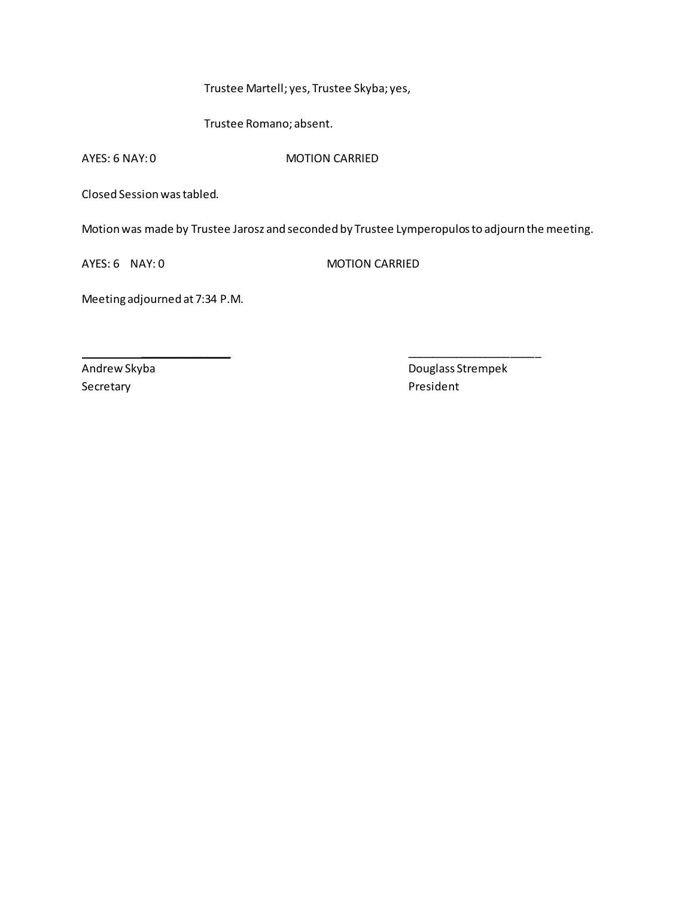Trustee Martell; yes, Trustee Skyba; yes,

Trustee Romano; absent.

AYES: 6 NAY: 0 MOTION CARRIED

Closed Session was tabled.

Motion was made by Trustee Jarosz and seconded by Trustee Lymperopulos to adjourn the meeting.

AYES: 6 NAY: 0 MOTION CARRIED

Meeting adjourned at 7:34 P.M.

______________________ ______________________

Andrew Skyba
Secretary

Douglass Strempek
President